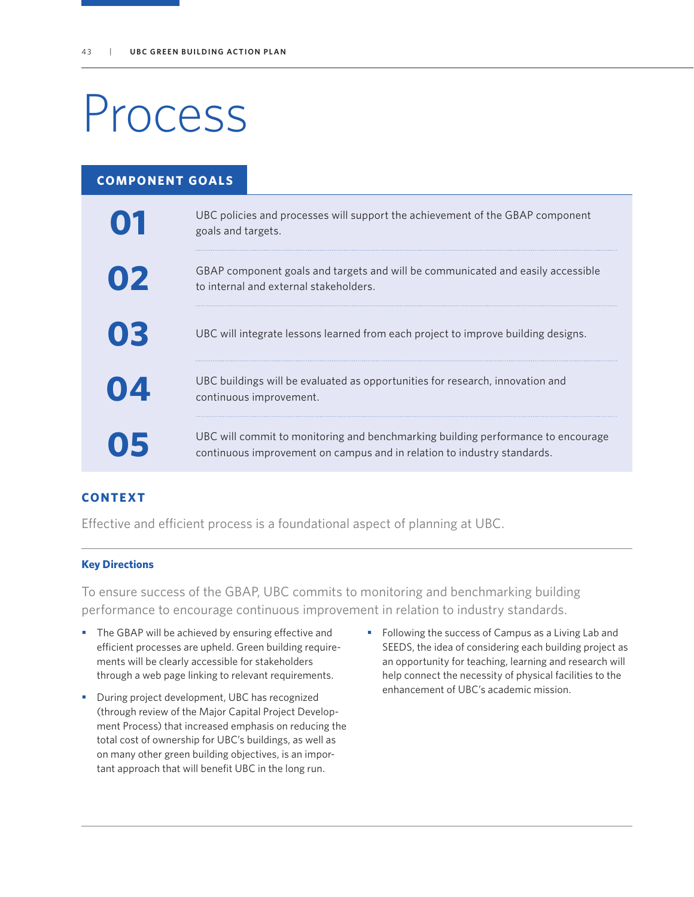# Process

## COMPONENT GOALS

| | |
|---|---|
| **01** | UBC policies and processes will support the achievement of the GBAP component goals and targets. |
| **02** | GBAP component goals and targets and will be communicated and easily accessible to internal and external stakeholders. |
| **03** | UBC will integrate lessons learned from each project to improve building designs. |
| **04** | UBC buildings will be evaluated as opportunities for research, innovation and continuous improvement. |
| **05** | UBC will commit to monitoring and benchmarking building performance to encourage continuous improvement on campus and in relation to industry standards. |

## CONTEXT

Effective and efficient process is a foundational aspect of planning at UBC.

### Key Directions

To ensure success of the GBAP, UBC commits to monitoring and benchmarking building performance to encourage continuous improvement in relation to industry standards.

- The GBAP will be achieved by ensuring effective and efficient processes are upheld. Green building requirements will be clearly accessible for stakeholders through a web page linking to relevant requirements.
- During project development, UBC has recognized (through review of the Major Capital Project Development Process) that increased emphasis on reducing the total cost of ownership for UBC's buildings, as well as on many other green building objectives, is an important approach that will benefit UBC in the long run.
- Following the success of Campus as a Living Lab and SEEDS, the idea of considering each building project as an opportunity for teaching, learning and research will help connect the necessity of physical facilities to the enhancement of UBC's academic mission.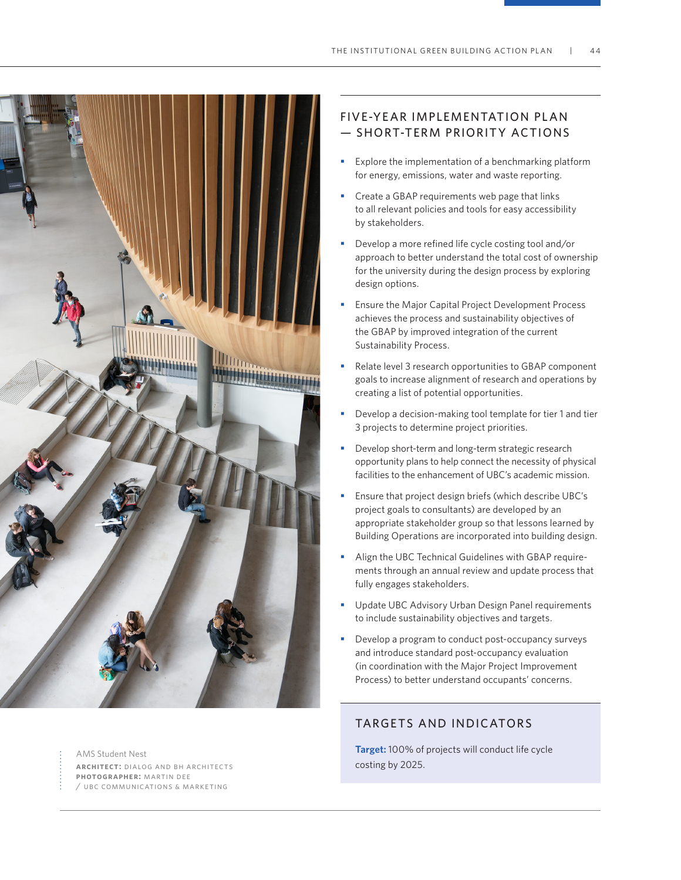## FIVE-YEAR IMPLEMENTATION PLAN — SHORT-TERM PRIORITY ACTIONS

- Explore the implementation of a benchmarking platform for energy, emissions, water and waste reporting.
- Create a GBAP requirements web page that links to all relevant policies and tools for easy accessibility by stakeholders.
- Develop a more refined life cycle costing tool and/or approach to better understand the total cost of ownership for the university during the design process by exploring design options.
- Ensure the Major Capital Project Development Process achieves the process and sustainability objectives of the GBAP by improved integration of the current Sustainability Process.
- Relate level 3 research opportunities to GBAP component goals to increase alignment of research and operations by creating a list of potential opportunities.
- Develop a decision-making tool template for tier 1 and tier 3 projects to determine project priorities.
- Develop short-term and long-term strategic research opportunity plans to help connect the necessity of physical facilities to the enhancement of UBC's academic mission.
- Ensure that project design briefs (which describe UBC's project goals to consultants) are developed by an appropriate stakeholder group so that lessons learned by Building Operations are incorporated into building design.
- Align the UBC Technical Guidelines with GBAP requirements through an annual review and update process that fully engages stakeholders.
- Update UBC Advisory Urban Design Panel requirements to include sustainability objectives and targets.
- Develop a program to conduct post-occupancy surveys and introduce standard post-occupancy evaluation (in coordination with the Major Project Improvement Process) to better understand occupants' concerns.

## TARGETS AND INDICATORS

**Target:** 100% of projects will conduct life cycle costing by 2025.

AMS Student Nest
**ARCHITECT:** DIALOG AND BH ARCHITECTS
**PHOTOGRAPHER:** MARTIN DEE / UBC COMMUNICATIONS & MARKETING